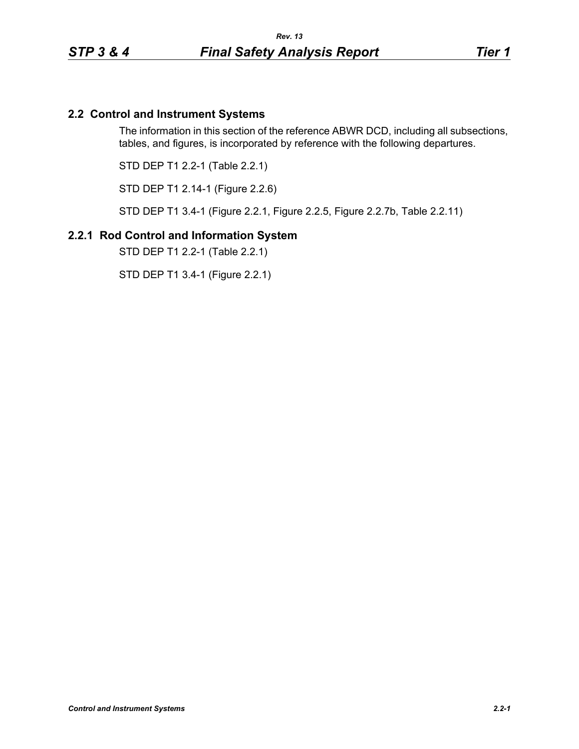## 2.2 Control and Instrument Systems

The information in this section of the reference ABWR DCD, including all subsections, tables, and figures, is incorporated by reference with the following departures.

STD DEP T1 2.2-1 (Table 2.2.1)

STD DEP T1 2.14-1 (Figure 2.2.6)

STD DEP T1 3.4-1 (Figure 2.2.1, Figure 2.2.5, Figure 2.2.7b, Table 2.2.11)

### 2.2.1 Rod Control and Information System

STD DEP T1 2.2-1 (Table 2.2.1)

STD DEP T1 3.4-1 (Figure 2.2.1)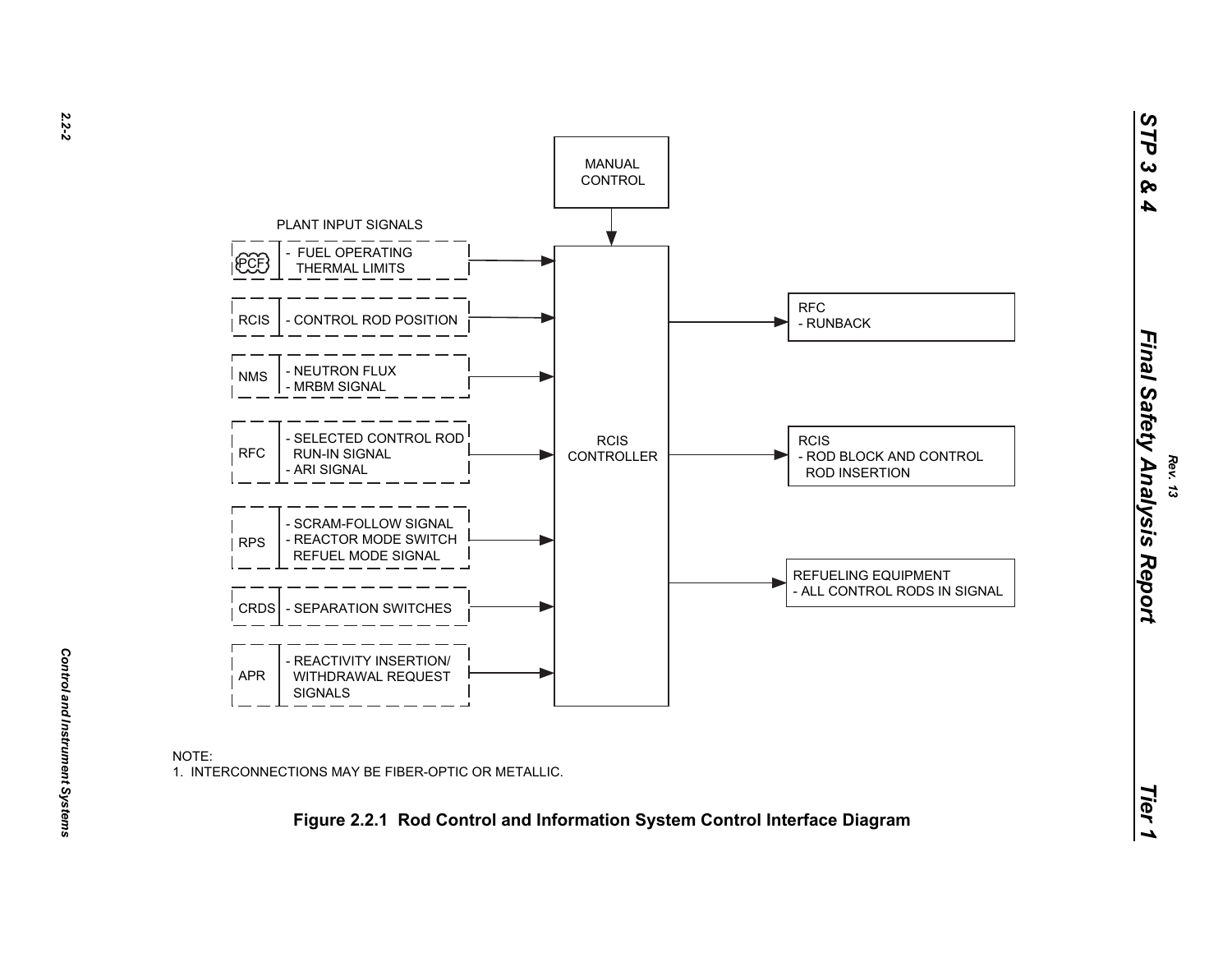MANUAL CONTROL

PLANT INPUT SIGNALS

| Source | Signal |
| --- | --- |
| PCF | - FUEL OPERATING THERMAL LIMITS |
| RCIS | - CONTROL ROD POSITION |
| NMS | - NEUTRON FLUX<br>- MRBM SIGNAL |
| RFC | - SELECTED CONTROL ROD RUN-IN SIGNAL<br>- ARI SIGNAL |
| RPS | - SCRAM-FOLLOW SIGNAL<br>- REACTOR MODE SWITCH REFUEL MODE SIGNAL |
| CRDS | - SEPARATION SWITCHES |
| APR | - REACTIVITY INSERTION/ WITHDRAWAL REQUEST SIGNALS |

RCIS CONTROLLER

Outputs:

- RFC
  - RUNBACK
- RCIS
  - ROD BLOCK AND CONTROL ROD INSERTION
- REFUELING EQUIPMENT
  - ALL CONTROL RODS IN SIGNAL

NOTE:
1. INTERCONNECTIONS MAY BE FIBER-OPTIC OR METALLIC.

**Figure 2.2.1 Rod Control and Information System Control Interface Diagram**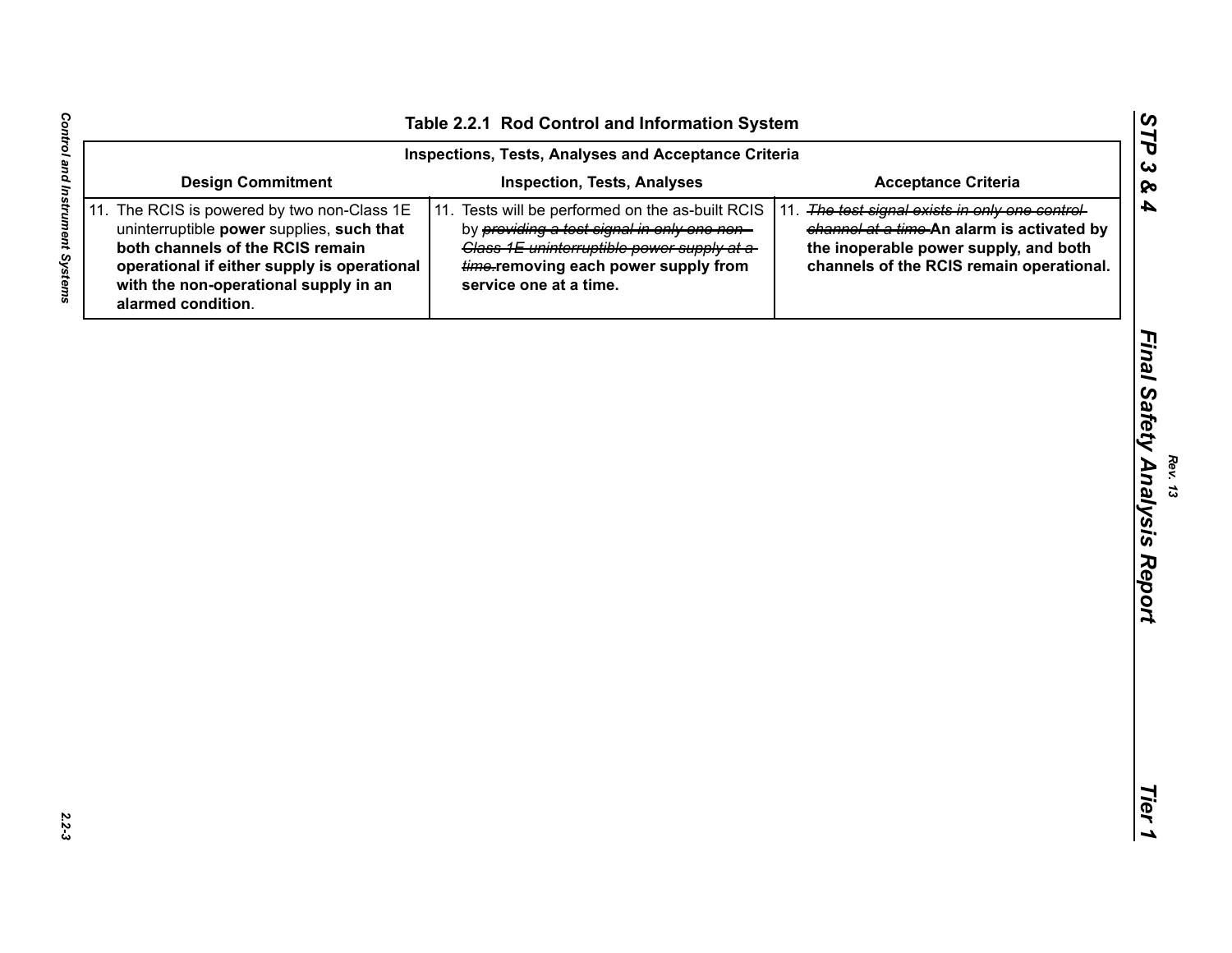## Table 2.2.1 Rod Control and Information System

| Inspections, Tests, Analyses and Acceptance Criteria | | |
|---|---|---|
| **Design Commitment** | **Inspection, Tests, Analyses** | **Acceptance Criteria** |
| 11. The RCIS is powered by two non-Class 1E uninterruptible **power** supplies, **such that both channels of the RCIS remain operational if either supply is operational with the non-operational supply in an alarmed condition**. | 11. Tests will be performed on the as-built RCIS by ~~providing a test signal in only one non-Class 1E uninterruptible power supply at a time.~~ **removing each power supply from service one at a time.** | 11. ~~The test signal exists in only one control channel at a time.~~ **An alarm is activated by the inoperable power supply, and both channels of the RCIS remain operational.** |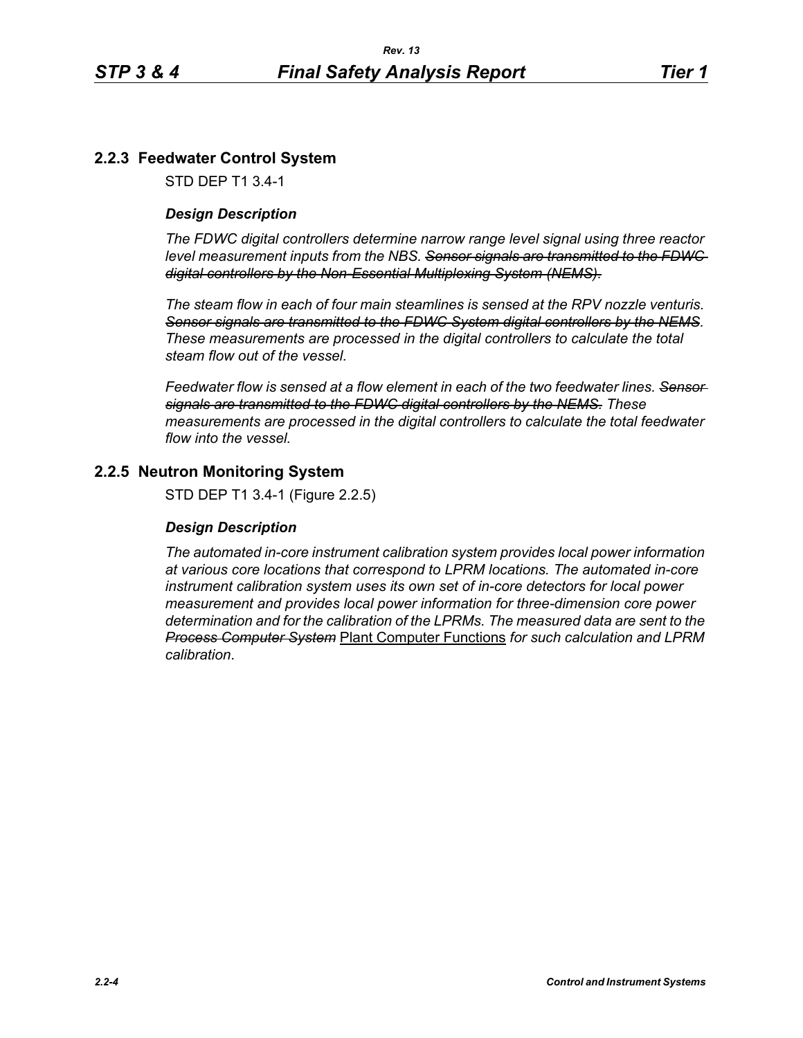## 2.2.3 Feedwater Control System

STD DEP T1 3.4-1

### *Design Description*

*The FDWC digital controllers determine narrow range level signal using three reactor level measurement inputs from the NBS.* ~~*Sensor signals are transmitted to the FDWC digital controllers by the Non-Essential Multiplexing System (NEMS).*~~

*The steam flow in each of four main steamlines is sensed at the RPV nozzle venturis.* ~~*Sensor signals are transmitted to the FDWC System digital controllers by the NEMS*~~*. These measurements are processed in the digital controllers to calculate the total steam flow out of the vessel.*

*Feedwater flow is sensed at a flow element in each of the two feedwater lines.* ~~*Sensor signals are transmitted to the FDWC digital controllers by the NEMS.*~~ *These measurements are processed in the digital controllers to calculate the total feedwater flow into the vessel.*

## 2.2.5 Neutron Monitoring System

STD DEP T1 3.4-1 (Figure 2.2.5)

### *Design Description*

*The automated in-core instrument calibration system provides local power information at various core locations that correspond to LPRM locations. The automated in-core instrument calibration system uses its own set of in-core detectors for local power measurement and provides local power information for three-dimension core power determination and for the calibration of the LPRMs. The measured data are sent to the* ~~*Process Computer System*~~ <u>Plant Computer Functions</u> *for such calculation and LPRM calibration*.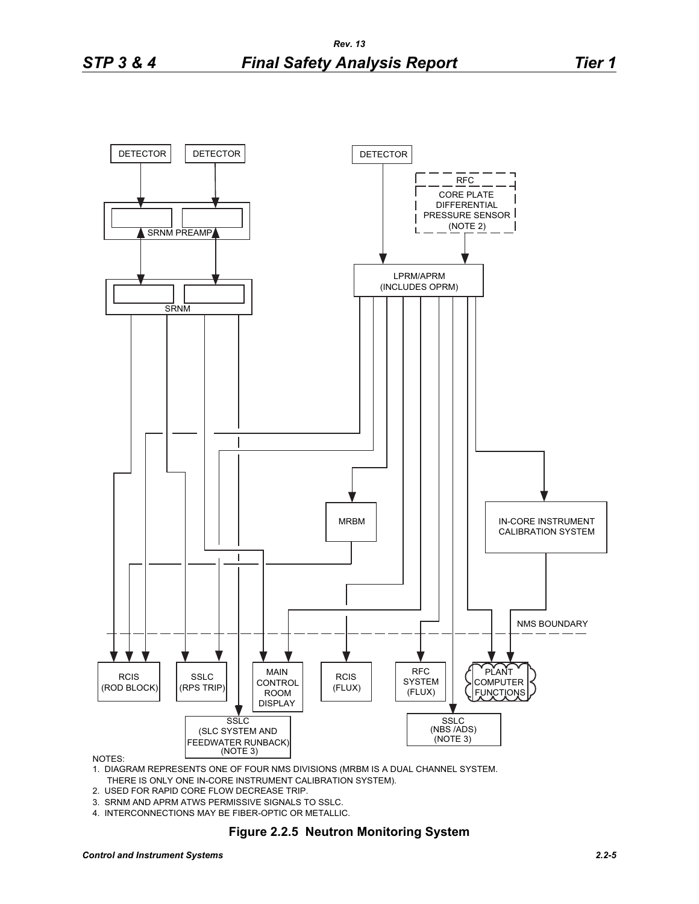NOTES:

1. DIAGRAM REPRESENTS ONE OF FOUR NMS DIVISIONS (MRBM IS A DUAL CHANNEL SYSTEM. THERE IS ONLY ONE IN-CORE INSTRUMENT CALIBRATION SYSTEM).
2. USED FOR RAPID CORE FLOW DECREASE TRIP.
3. SRNM AND APRM ATWS PERMISSIVE SIGNALS TO SSLC.
4. INTERCONNECTIONS MAY BE FIBER-OPTIC OR METALLIC.

**Figure 2.2.5 Neutron Monitoring System**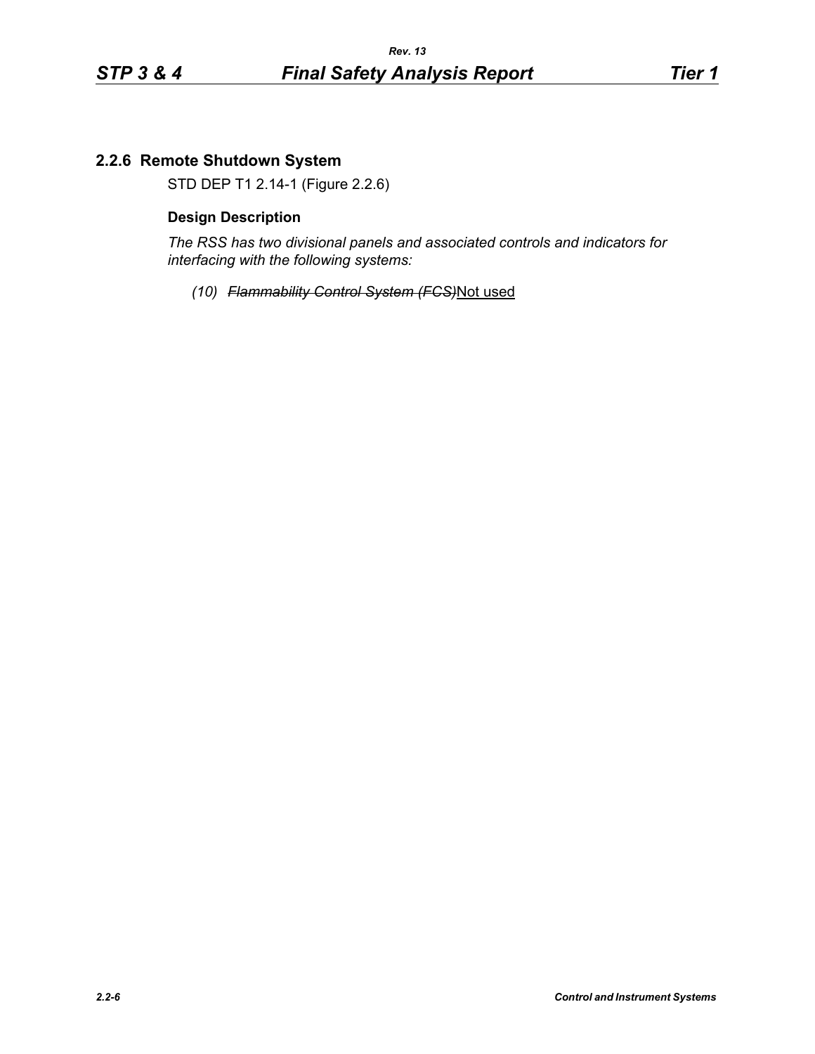## 2.2.6 Remote Shutdown System

STD DEP T1 2.14-1 (Figure 2.2.6)

### Design Description

*The RSS has two divisional panels and associated controls and indicators for interfacing with the following systems:*

*(10)* ~~*Flammability Control System (FCS)*~~<u>Not used</u>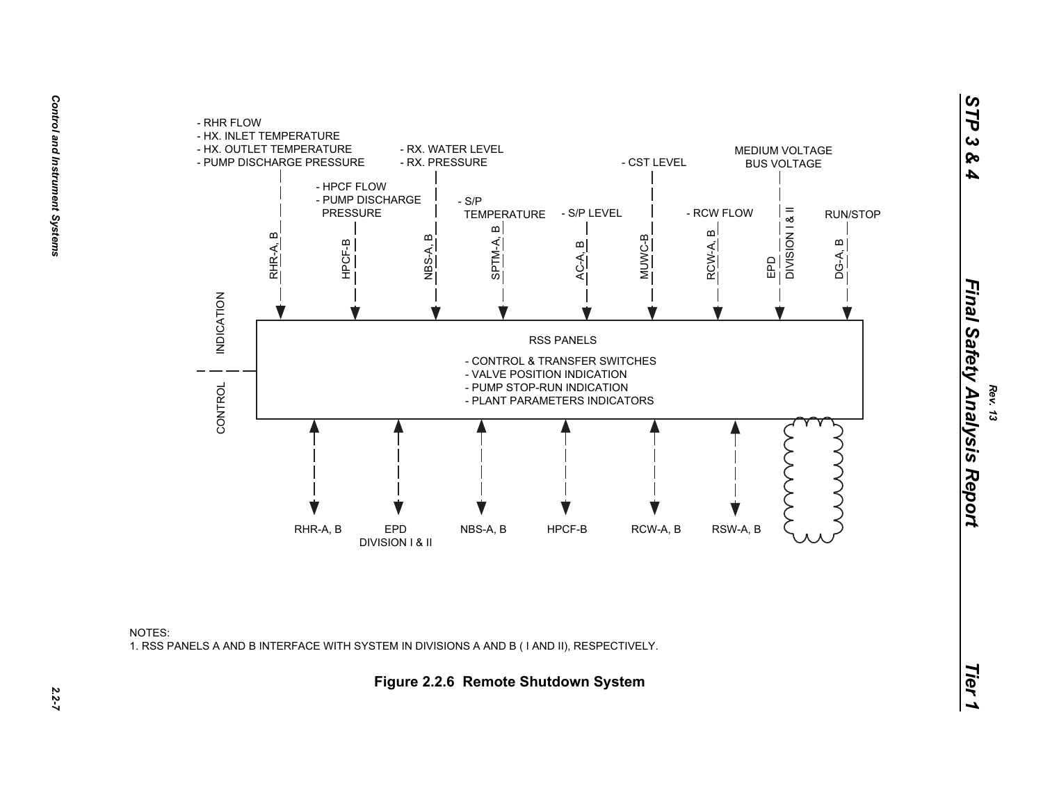- RHR FLOW
- HX. INLET TEMPERATURE
- HX. OUTLET TEMPERATURE
- PUMP DISCHARGE PRESSURE

- HPCF FLOW
- PUMP DISCHARGE PRESSURE

- RX. WATER LEVEL
- RX. PRESSURE

- S/P TEMPERATURE

- S/P LEVEL

- CST LEVEL

- RCW FLOW

MEDIUM VOLTAGE BUS VOLTAGE

RUN/STOP

RHR-A, B | HPCF-B | NBS-A, B | SPTM-A, B | AC-A, B | MUWC-B | RCW-A, B | EPD DIVISION I & II | DG-A, B

INDICATION

CONTROL

RSS PANELS

- CONTROL & TRANSFER SWITCHES
- VALVE POSITION INDICATION
- PUMP STOP-RUN INDICATION
- PLANT PARAMETERS INDICATORS

RHR-A, B | EPD DIVISION I & II | NBS-A, B | HPCF-B | RCW-A, B | RSW-A, B

NOTES:
1. RSS PANELS A AND B INTERFACE WITH SYSTEM IN DIVISIONS A AND B ( I AND II), RESPECTIVELY.

**Figure 2.2.6 Remote Shutdown System**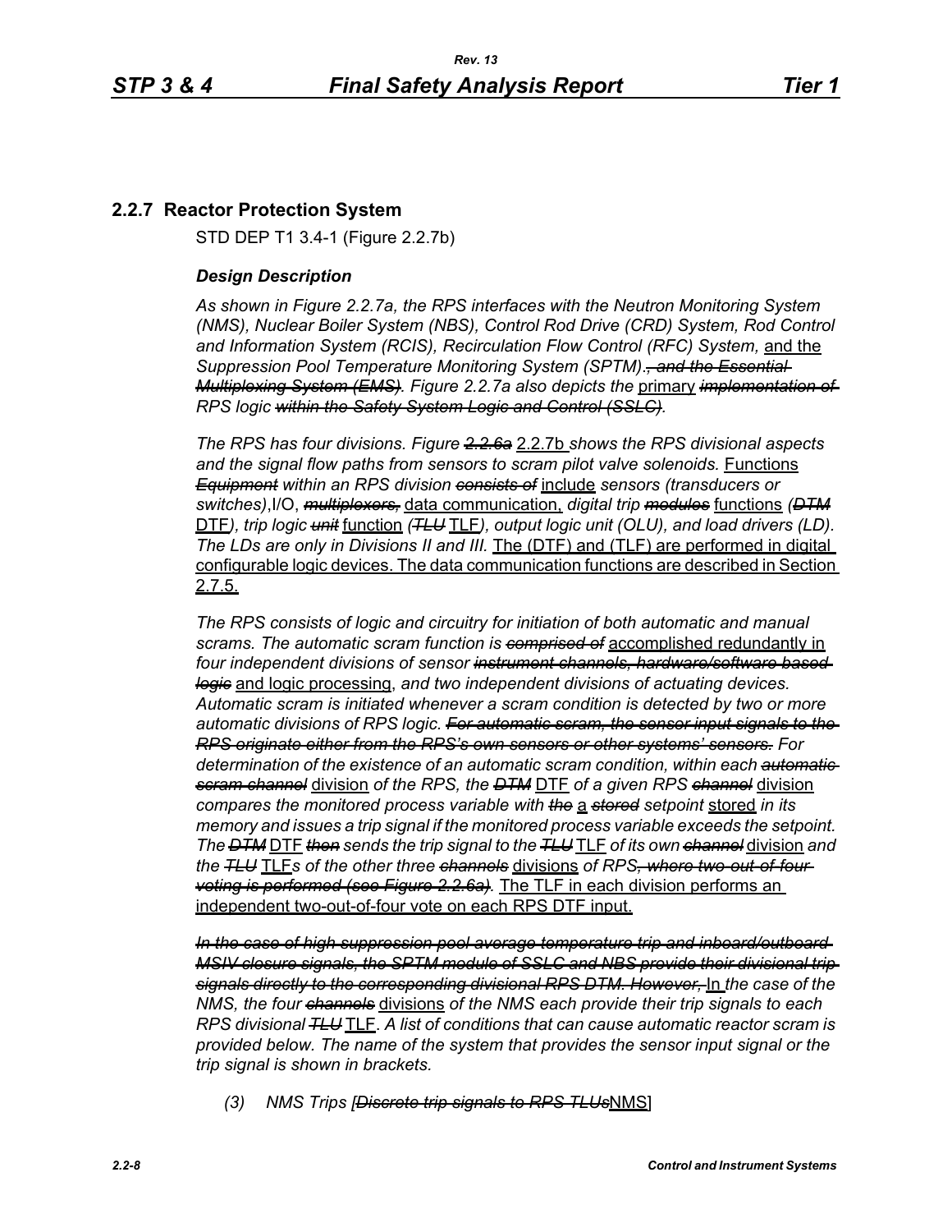## 2.2.7 Reactor Protection System

STD DEP T1 3.4-1 (Figure 2.2.7b)

### *Design Description*

*As shown in Figure 2.2.7a, the RPS interfaces with the Neutron Monitoring System (NMS), Nuclear Boiler System (NBS), Control Rod Drive (CRD) System, Rod Control and Information System (RCIS), Recirculation Flow Control (RFC) System,* and the *Suppression Pool Temperature Monitoring System (SPTM).~~, and the Essential Multiplexing System (EMS)~~. Figure 2.2.7a also depicts the* primary ~~*implementation of*~~ *RPS logic* ~~*within the Safety System Logic and Control (SSLC)*~~*.*

*The RPS has four divisions. Figure* ~~*2.2.6a*~~ 2.2.7b *shows the RPS divisional aspects and the signal flow paths from sensors to scram pilot valve solenoids.* Functions ~~*Equipment*~~ *within an RPS division* ~~*consists of*~~ include *sensors (transducers or switches)*,I/O, ~~*multiplexors,*~~ data communication, *digital trip* ~~*modules*~~ functions *(*~~*DTM*~~ DTF*), trip logic* ~~*unit*~~ function *(*~~*TLU*~~ TLF*), output logic unit (OLU), and load drivers (LD). The LDs are only in Divisions II and III.* The (DTF) and (TLF) are performed in digital configurable logic devices. The data communication functions are described in Section 2.7.5.

*The RPS consists of logic and circuitry for initiation of both automatic and manual scrams. The automatic scram function is* ~~*comprised of*~~ accomplished redundantly in *four independent divisions of sensor* ~~*instrument channels, hardware/software based logic*~~ and logic processing*, and two independent divisions of actuating devices. Automatic scram is initiated whenever a scram condition is detected by two or more automatic divisions of RPS logic.* ~~*For automatic scram, the sensor input signals to the RPS originate either from the RPS's own sensors or other systems' sensors.*~~ *For determination of the existence of an automatic scram condition, within each* ~~*automatic scram channel*~~ division *of the RPS, the* ~~*DTM*~~ DTF *of a given RPS* ~~*channel*~~ division *compares the monitored process variable with* ~~*the*~~ a ~~*stored*~~ *setpoint* stored *in its memory and issues a trip signal if the monitored process variable exceeds the setpoint. The* ~~*DTM*~~ DTF ~~*then*~~ *sends the trip signal to the* ~~*TLU*~~ TLF *of its own* ~~*channel*~~ division *and the* ~~*TLU*~~ TLF*s of the other three* ~~*channels*~~ divisions *of RPS*~~*, where two-out-of-four voting is performed (see Figure 2.2.6a)*~~*.* The TLF in each division performs an independent two-out-of-four vote on each RPS DTF input.

~~*In the case of high suppression pool average temperature trip and inboard/outboard MSIV closure signals, the SPTM module of SSLC and NBS provide their divisional trip signals directly to the corresponding divisional RPS DTM. However,*~~ In *the case of the NMS, the four* ~~*channels*~~ divisions *of the NMS each provide their trip signals to each RPS divisional* ~~*TLU*~~ TLF*. A list of conditions that can cause automatic reactor scram is provided below. The name of the system that provides the sensor input signal or the trip signal is shown in brackets.*

*(3) NMS Trips [*~~*Discrete trip signals to RPS TLUs*~~NMS]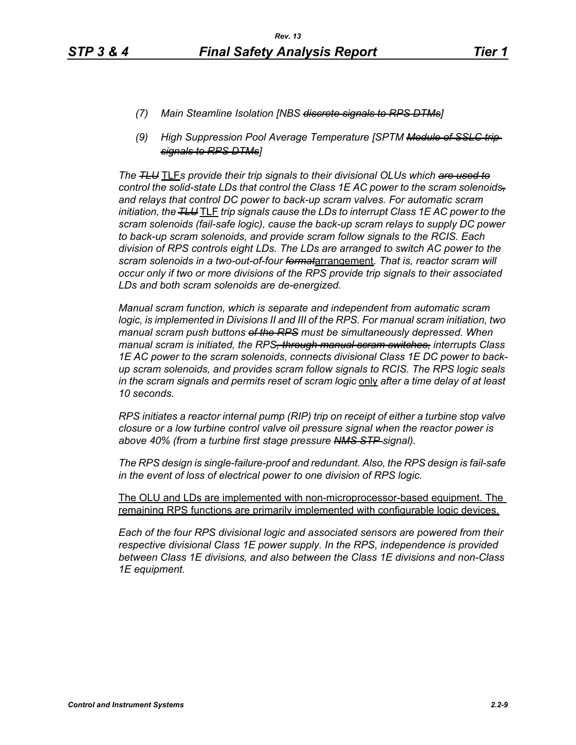*(7) Main Steamline Isolation [NBS ~~discrete signals to RPS DTMs~~]*

*(9) High Suppression Pool Average Temperature [SPTM ~~Module of SSLC trip signals to RPS DTMs~~]*

*The ~~TLU~~* TLF*s provide their trip signals to their divisional OLUs which ~~are used to~~ control the solid-state LDs that control the Class 1E AC power to the scram solenoids~~,~~ and relays that control DC power to back-up scram valves. For automatic scram initiation, the ~~TLU~~* TLF *trip signals cause the LDs to interrupt Class 1E AC power to the scram solenoids (fail-safe logic), cause the back-up scram relays to supply DC power to back-up scram solenoids, and provide scram follow signals to the RCIS. Each division of RPS controls eight LDs. The LDs are arranged to switch AC power to the scram solenoids in a two-out-of-four ~~format~~*arrangement*. That is, reactor scram will occur only if two or more divisions of the RPS provide trip signals to their associated LDs and both scram solenoids are de-energized.*

*Manual scram function, which is separate and independent from automatic scram logic, is implemented in Divisions II and III of the RPS. For manual scram initiation, two manual scram push buttons ~~of the RPS~~ must be simultaneously depressed. When manual scram is initiated, the RPS~~, through manual scram switches,~~ interrupts Class 1E AC power to the scram solenoids, connects divisional Class 1E DC power to back-up scram solenoids, and provides scram follow signals to RCIS. The RPS logic seals in the scram signals and permits reset of scram logic* only *after a time delay of at least 10 seconds.*

*RPS initiates a reactor internal pump (RIP) trip on receipt of either a turbine stop valve closure or a low turbine control valve oil pressure signal when the reactor power is above 40% (from a turbine first stage pressure ~~NMS STP~~ signal).*

*The RPS design is single-failure-proof and redundant. Also, the RPS design is fail-safe in the event of loss of electrical power to one division of RPS logic.*

The OLU and LDs are implemented with non-microprocessor-based equipment. The remaining RPS functions are primarily implemented with configurable logic devices.

*Each of the four RPS divisional logic and associated sensors are powered from their respective divisional Class 1E power supply. In the RPS, independence is provided between Class 1E divisions, and also between the Class 1E divisions and non-Class 1E equipment.*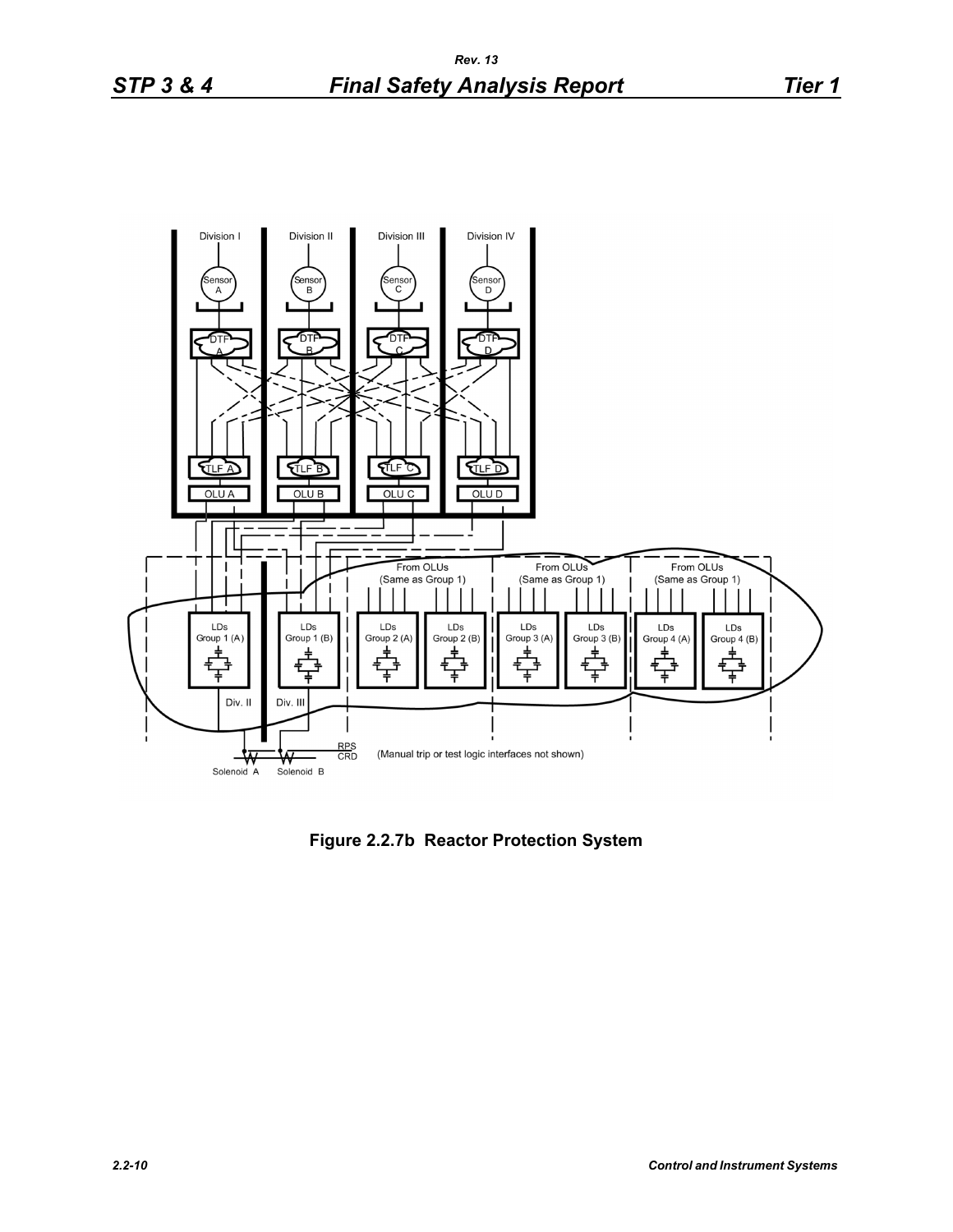**Figure 2.2.7b Reactor Protection System**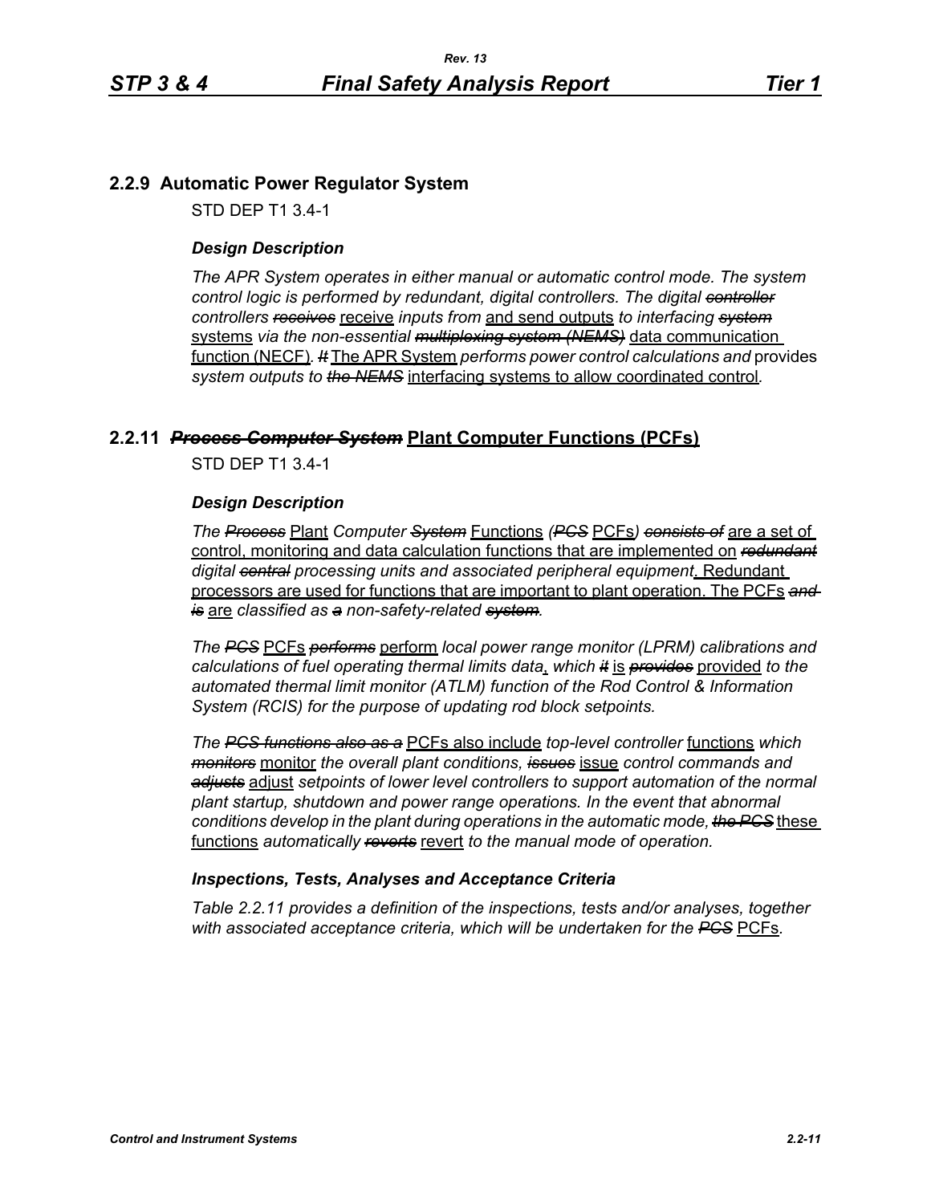## 2.2.9 Automatic Power Regulator System

STD DEP T1 3.4-1

### *Design Description*

*The APR System operates in either manual or automatic control mode. The system control logic is performed by redundant, digital controllers. The digital ~~controller~~ controllers ~~receives~~* receive *inputs from* and send outputs *to interfacing ~~system~~* systems *via the non-essential ~~multiplexing system (NEMS)~~* data communication function (NECF)*. ~~It~~* The APR System *performs power control calculations and* provides *system outputs to ~~the NEMS~~* interfacing systems to allow coordinated control*.*

## 2.2.11 ~~*Process Computer System*~~ Plant Computer Functions (PCFs)

STD DEP T1 3.4-1

### *Design Description*

*The ~~Process~~* Plant *Computer ~~System~~* Functions *(~~PCS~~* PCFs*) ~~consists of~~* are a set of control, monitoring and data calculation functions that are implemented on *~~redundant~~ digital ~~central~~ processing units and associated peripheral equipment*. Redundant processors are used for functions that are important to plant operation. The PCFs *~~and is~~* are *classified as ~~a~~ non-safety-related ~~system~~.*

*The ~~PCS~~* PCFs *~~performs~~* perform *local power range monitor (LPRM) calibrations and calculations of fuel operating thermal limits data*, *which ~~it~~* is *~~provides~~* provided *to the automated thermal limit monitor (ATLM) function of the Rod Control & Information System (RCIS) for the purpose of updating rod block setpoints.*

*The ~~PCS functions also as a~~* PCFs also include *top-level controller* functions *which ~~monitors~~* monitor *the overall plant conditions, ~~issues~~* issue *control commands and ~~adjusts~~* adjust *setpoints of lower level controllers to support automation of the normal plant startup, shutdown and power range operations. In the event that abnormal conditions develop in the plant during operations in the automatic mode, ~~the PCS~~* these functions *automatically ~~reverts~~* revert *to the manual mode of operation.*

### *Inspections, Tests, Analyses and Acceptance Criteria*

*Table 2.2.11 provides a definition of the inspections, tests and/or analyses, together with associated acceptance criteria, which will be undertaken for the ~~PCS~~* PCFs.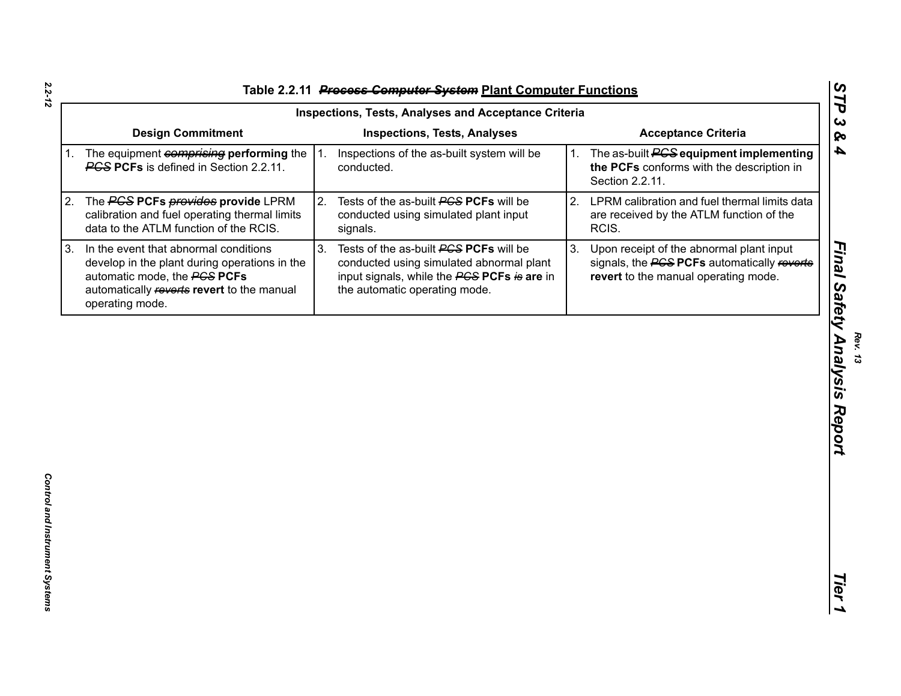## Table 2.2.11 ~~*Process Computer System*~~ Plant Computer Functions

| Inspections, Tests, Analyses and Acceptance Criteria | | |
|---|---|---|
| **Design Commitment** | **Inspections, Tests, Analyses** | **Acceptance Criteria** |
| 1. The equipment ~~*comprising*~~ **performing** the ~~*PCS*~~ **PCFs** is defined in Section 2.2.11. | 1. Inspections of the as-built system will be conducted. | 1. The as-built ~~*PCS*~~ **equipment implementing the PCFs** conforms with the description in Section 2.2.11. |
| 2. The ~~*PCS*~~ **PCFs** ~~*provides*~~ **provide** LPRM calibration and fuel operating thermal limits data to the ATLM function of the RCIS. | 2. Tests of the as-built ~~*PCS*~~ **PCFs** will be conducted using simulated plant input signals. | 2. LPRM calibration and fuel thermal limits data are received by the ATLM function of the RCIS. |
| 3. In the event that abnormal conditions develop in the plant during operations in the automatic mode, the ~~*PCS*~~ **PCFs** automatically ~~*reverts*~~ **revert** to the manual operating mode. | 3. Tests of the as-built ~~*PCS*~~ **PCFs** will be conducted using simulated abnormal plant input signals, while the ~~*PCS*~~ **PCFs** ~~*is*~~ **are** in the automatic operating mode. | 3. Upon receipt of the abnormal plant input signals, the ~~*PCS*~~ **PCFs** automatically ~~*reverts*~~ **revert** to the manual operating mode. |